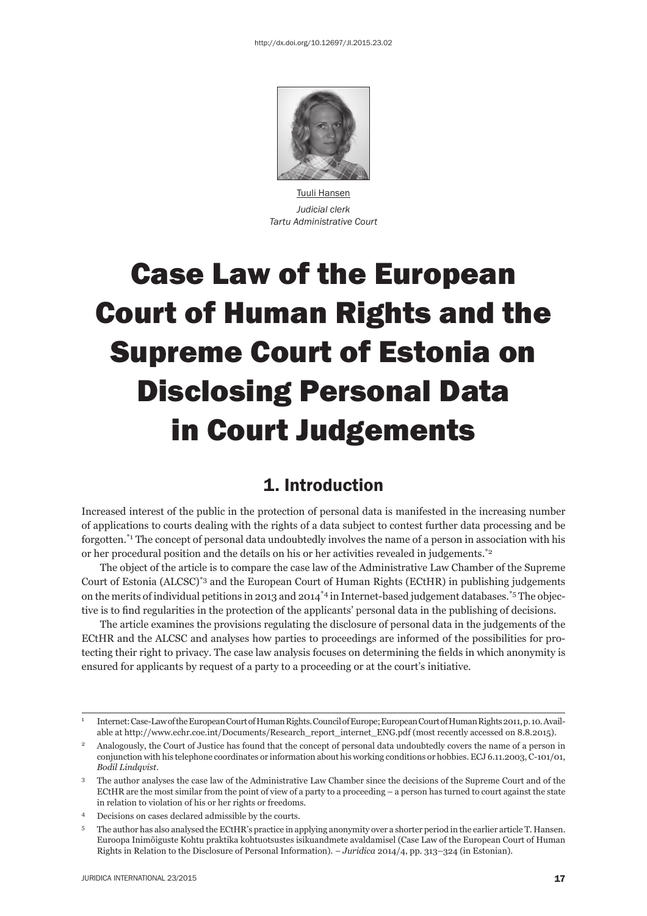http://dx.doi.org/10.12697/JI.2015.23.02

Tuuli Hansen
*Judicial clerk*
*Tartu Administrative Court*

# Case Law of the European Court of Human Rights and the Supreme Court of Estonia on Disclosing Personal Data in Court Judgements

## 1. Introduction

Increased interest of the public in the protection of personal data is manifested in the increasing number of applications to courts dealing with the rights of a data subject to contest further data processing and be forgotten.[*1] The concept of personal data undoubtedly involves the name of a person in association with his or her procedural position and the details on his or her activities revealed in judgements.[*2]

The object of the article is to compare the case law of the Administrative Law Chamber of the Supreme Court of Estonia (ALCSC)[*3] and the European Court of Human Rights (ECtHR) in publishing judgements on the merits of individual petitions in 2013 and 2014[*4] in Internet-based judgement databases.[*5] The objective is to find regularities in the protection of the applicants' personal data in the publishing of decisions.

The article examines the provisions regulating the disclosure of personal data in the judgements of the ECtHR and the ALCSC and analyses how parties to proceedings are informed of the possibilities for protecting their right to privacy. The case law analysis focuses on determining the fields in which anonymity is ensured for applicants by request of a party to a proceeding or at the court's initiative.

---

1 Internet: Case-Law of the European Court of Human Rights. Council of Europe; European Court of Human Rights 2011, p. 10. Available at http://www.echr.coe.int/Documents/Research_report_internet_ENG.pdf (most recently accessed on 8.8.2015).

2 Analogously, the Court of Justice has found that the concept of personal data undoubtedly covers the name of a person in conjunction with his telephone coordinates or information about his working conditions or hobbies. ECJ 6.11.2003, C-101/01, *Bodil Lindqvist*.

3 The author analyses the case law of the Administrative Law Chamber since the decisions of the Supreme Court and of the ECtHR are the most similar from the point of view of a party to a proceeding – a person has turned to court against the state in relation to violation of his or her rights or freedoms.

4 Decisions on cases declared admissible by the courts.

5 The author has also analysed the ECtHR's practice in applying anonymity over a shorter period in the earlier article T. Hansen. Euroopa Inimõiguste Kohtu praktika kohtuotsustes isikuandmete avaldamisel (Case Law of the European Court of Human Rights in Relation to the Disclosure of Personal Information). – *Juridica* 2014/4, pp. 313–324 (in Estonian).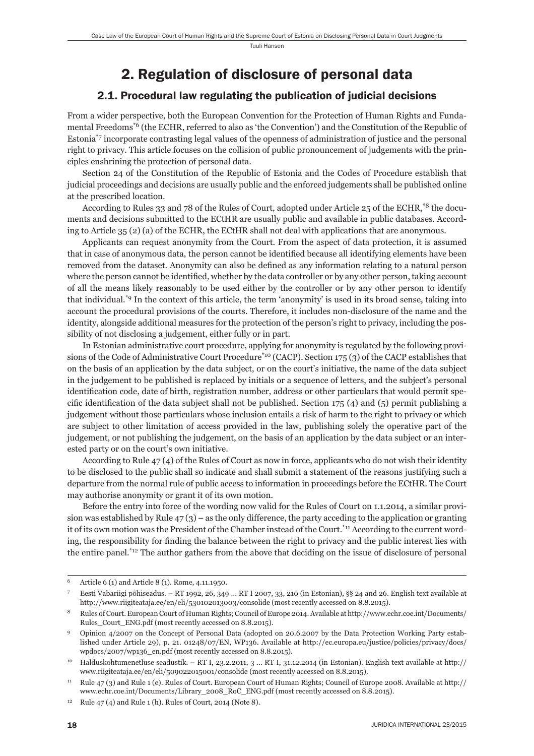## 2. Regulation of disclosure of personal data

### 2.1. Procedural law regulating the publication of judicial decisions

From a wider perspective, both the European Convention for the Protection of Human Rights and Fundamental Freedoms[*6] (the ECHR, referred to also as 'the Convention') and the Constitution of the Republic of Estonia[*7] incorporate contrasting legal values of the openness of administration of justice and the personal right to privacy. This article focuses on the collision of public pronouncement of judgements with the principles enshrining the protection of personal data.

Section 24 of the Constitution of the Republic of Estonia and the Codes of Procedure establish that judicial proceedings and decisions are usually public and the enforced judgements shall be published online at the prescribed location.

According to Rules 33 and 78 of the Rules of Court, adopted under Article 25 of the ECHR,[*8] the documents and decisions submitted to the ECtHR are usually public and available in public databases. According to Article 35 (2) (a) of the ECHR, the ECtHR shall not deal with applications that are anonymous.

Applicants can request anonymity from the Court. From the aspect of data protection, it is assumed that in case of anonymous data, the person cannot be identified because all identifying elements have been removed from the dataset. Anonymity can also be defined as any information relating to a natural person where the person cannot be identified, whether by the data controller or by any other person, taking account of all the means likely reasonably to be used either by the controller or by any other person to identify that individual.[*9] In the context of this article, the term 'anonymity' is used in its broad sense, taking into account the procedural provisions of the courts. Therefore, it includes non-disclosure of the name and the identity, alongside additional measures for the protection of the person's right to privacy, including the possibility of not disclosing a judgement, either fully or in part.

In Estonian administrative court procedure, applying for anonymity is regulated by the following provisions of the Code of Administrative Court Procedure[*10] (CACP). Section 175 (3) of the CACP establishes that on the basis of an application by the data subject, or on the court's initiative, the name of the data subject in the judgement to be published is replaced by initials or a sequence of letters, and the subject's personal identification code, date of birth, registration number, address or other particulars that would permit specific identification of the data subject shall not be published. Section 175 (4) and (5) permit publishing a judgement without those particulars whose inclusion entails a risk of harm to the right to privacy or which are subject to other limitation of access provided in the law, publishing solely the operative part of the judgement, or not publishing the judgement, on the basis of an application by the data subject or an interested party or on the court's own initiative.

According to Rule 47 (4) of the Rules of Court as now in force, applicants who do not wish their identity to be disclosed to the public shall so indicate and shall submit a statement of the reasons justifying such a departure from the normal rule of public access to information in proceedings before the ECtHR. The Court may authorise anonymity or grant it of its own motion.

Before the entry into force of the wording now valid for the Rules of Court on 1.1.2014, a similar provision was established by Rule 47 (3) – as the only difference, the party acceding to the application or granting it of its own motion was the President of the Chamber instead of the Court.[*11] According to the current wording, the responsibility for finding the balance between the right to privacy and the public interest lies with the entire panel.[*12] The author gathers from the above that deciding on the issue of disclosure of personal

---

[6] Article 6 (1) and Article 8 (1). Rome, 4.11.1950.

[7] Eesti Vabariigi põhiseadus. – RT 1992, 26, 349 … RT I 2007, 33, 210 (in Estonian), §§ 24 and 26. English text available at http://www.riigiteataja.ee/en/eli/530102013003/consolide (most recently accessed on 8.8.2015).

[8] Rules of Court. European Court of Human Rights; Council of Europe 2014. Available at http://www.echr.coe.int/Documents/Rules_Court_ENG.pdf (most recently accessed on 8.8.2015).

[9] Opinion 4/2007 on the Concept of Personal Data (adopted on 20.6.2007 by the Data Protection Working Party established under Article 29), p. 21. 01248/07/EN, WP136. Available at http://ec.europa.eu/justice/policies/privacy/docs/wpdocs/2007/wp136_en.pdf (most recently accessed on 8.8.2015).

[10] Halduskohtumenetluse seadustik. – RT I, 23.2.2011, 3 … RT I, 31.12.2014 (in Estonian). English text available at http://www.riigiteataja.ee/en/eli/509022015001/consolide (most recently accessed on 8.8.2015).

[11] Rule 47 (3) and Rule 1 (e). Rules of Court. European Court of Human Rights; Council of Europe 2008. Available at http://www.echr.coe.int/Documents/Library_2008_RoC_ENG.pdf (most recently accessed on 8.8.2015).

[12] Rule 47 (4) and Rule 1 (h). Rules of Court, 2014 (Note 8).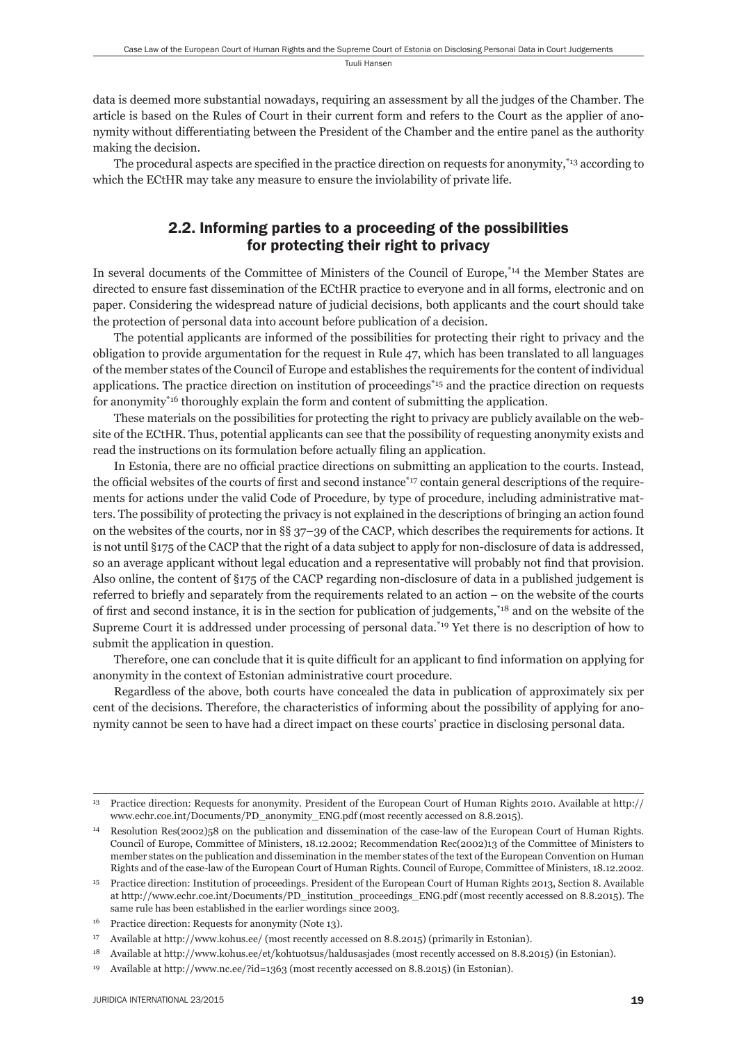data is deemed more substantial nowadays, requiring an assessment by all the judges of the Chamber. The article is based on the Rules of Court in their current form and refers to the Court as the applier of anonymity without differentiating between the President of the Chamber and the entire panel as the authority making the decision.

The procedural aspects are specified in the practice direction on requests for anonymity,[*13] according to which the ECtHR may take any measure to ensure the inviolability of private life.

## 2.2. Informing parties to a proceeding of the possibilities for protecting their right to privacy

In several documents of the Committee of Ministers of the Council of Europe,[*14] the Member States are directed to ensure fast dissemination of the ECtHR practice to everyone and in all forms, electronic and on paper. Considering the widespread nature of judicial decisions, both applicants and the court should take the protection of personal data into account before publication of a decision.

The potential applicants are informed of the possibilities for protecting their right to privacy and the obligation to provide argumentation for the request in Rule 47, which has been translated to all languages of the member states of the Council of Europe and establishes the requirements for the content of individual applications. The practice direction on institution of proceedings[*15] and the practice direction on requests for anonymity[*16] thoroughly explain the form and content of submitting the application.

These materials on the possibilities for protecting the right to privacy are publicly available on the website of the ECtHR. Thus, potential applicants can see that the possibility of requesting anonymity exists and read the instructions on its formulation before actually filing an application.

In Estonia, there are no official practice directions on submitting an application to the courts. Instead, the official websites of the courts of first and second instance[*17] contain general descriptions of the requirements for actions under the valid Code of Procedure, by type of procedure, including administrative matters. The possibility of protecting the privacy is not explained in the descriptions of bringing an action found on the websites of the courts, nor in §§ 37–39 of the CACP, which describes the requirements for actions. It is not until §175 of the CACP that the right of a data subject to apply for non-disclosure of data is addressed, so an average applicant without legal education and a representative will probably not find that provision. Also online, the content of §175 of the CACP regarding non-disclosure of data in a published judgement is referred to briefly and separately from the requirements related to an action – on the website of the courts of first and second instance, it is in the section for publication of judgements,[*18] and on the website of the Supreme Court it is addressed under processing of personal data.[*19] Yet there is no description of how to submit the application in question.

Therefore, one can conclude that it is quite difficult for an applicant to find information on applying for anonymity in the context of Estonian administrative court procedure.

Regardless of the above, both courts have concealed the data in publication of approximately six per cent of the decisions. Therefore, the characteristics of informing about the possibility of applying for anonymity cannot be seen to have had a direct impact on these courts' practice in disclosing personal data.

---

[13] Practice direction: Requests for anonymity. President of the European Court of Human Rights 2010. Available at http://www.echr.coe.int/Documents/PD_anonymity_ENG.pdf (most recently accessed on 8.8.2015).

[14] Resolution Res(2002)58 on the publication and dissemination of the case-law of the European Court of Human Rights. Council of Europe, Committee of Ministers, 18.12.2002; Recommendation Rec(2002)13 of the Committee of Ministers to member states on the publication and dissemination in the member states of the text of the European Convention on Human Rights and of the case-law of the European Court of Human Rights. Council of Europe, Committee of Ministers, 18.12.2002.

[15] Practice direction: Institution of proceedings. President of the European Court of Human Rights 2013, Section 8. Available at http://www.echr.coe.int/Documents/PD_institution_proceedings_ENG.pdf (most recently accessed on 8.8.2015). The same rule has been established in the earlier wordings since 2003.

[16] Practice direction: Requests for anonymity (Note 13).

[17] Available at http://www.kohus.ee/ (most recently accessed on 8.8.2015) (primarily in Estonian).

[18] Available at http://www.kohus.ee/et/kohtuotsus/haldusasjades (most recently accessed on 8.8.2015) (in Estonian).

[19] Available at http://www.nc.ee/?id=1363 (most recently accessed on 8.8.2015) (in Estonian).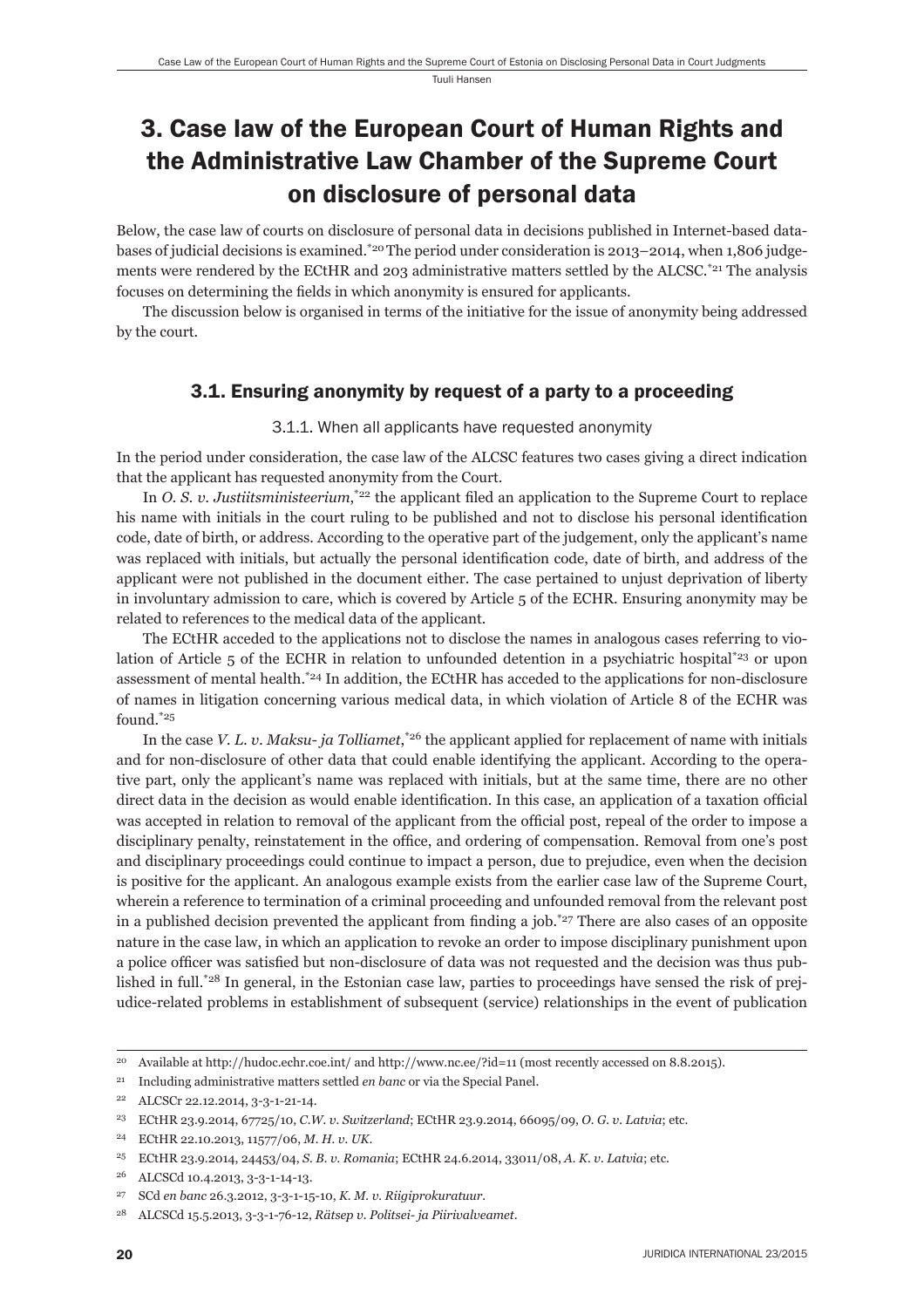# 3. Case law of the European Court of Human Rights and the Administrative Law Chamber of the Supreme Court on disclosure of personal data

Below, the case law of courts on disclosure of personal data in decisions published in Internet-based databases of judicial decisions is examined.[20] The period under consideration is 2013–2014, when 1,806 judgements were rendered by the ECtHR and 203 administrative matters settled by the ALCSC.[21] The analysis focuses on determining the fields in which anonymity is ensured for applicants.

The discussion below is organised in terms of the initiative for the issue of anonymity being addressed by the court.

## 3.1. Ensuring anonymity by request of a party to a proceeding

### 3.1.1. When all applicants have requested anonymity

In the period under consideration, the case law of the ALCSC features two cases giving a direct indication that the applicant has requested anonymity from the Court.

In *O. S. v. Justiitsministeerium*,[22] the applicant filed an application to the Supreme Court to replace his name with initials in the court ruling to be published and not to disclose his personal identification code, date of birth, or address. According to the operative part of the judgement, only the applicant's name was replaced with initials, but actually the personal identification code, date of birth, and address of the applicant were not published in the document either. The case pertained to unjust deprivation of liberty in involuntary admission to care, which is covered by Article 5 of the ECHR. Ensuring anonymity may be related to references to the medical data of the applicant.

The ECtHR acceded to the applications not to disclose the names in analogous cases referring to violation of Article 5 of the ECHR in relation to unfounded detention in a psychiatric hospital[23] or upon assessment of mental health.[24] In addition, the ECtHR has acceded to the applications for non-disclosure of names in litigation concerning various medical data, in which violation of Article 8 of the ECHR was found.[25]

In the case *V. L. v. Maksu- ja Tolliamet*,[26] the applicant applied for replacement of name with initials and for non-disclosure of other data that could enable identifying the applicant. According to the operative part, only the applicant's name was replaced with initials, but at the same time, there are no other direct data in the decision as would enable identification. In this case, an application of a taxation official was accepted in relation to removal of the applicant from the official post, repeal of the order to impose a disciplinary penalty, reinstatement in the office, and ordering of compensation. Removal from one's post and disciplinary proceedings could continue to impact a person, due to prejudice, even when the decision is positive for the applicant. An analogous example exists from the earlier case law of the Supreme Court, wherein a reference to termination of a criminal proceeding and unfounded removal from the relevant post in a published decision prevented the applicant from finding a job.[27] There are also cases of an opposite nature in the case law, in which an application to revoke an order to impose disciplinary punishment upon a police officer was satisfied but non-disclosure of data was not requested and the decision was thus published in full.[28] In general, in the Estonian case law, parties to proceedings have sensed the risk of prejudice-related problems in establishment of subsequent (service) relationships in the event of publication

---

[20] Available at http://hudoc.echr.coe.int/ and http://www.nc.ee/?id=11 (most recently accessed on 8.8.2015).

[21] Including administrative matters settled *en banc* or via the Special Panel.

[22] ALCSCr 22.12.2014, 3-3-1-21-14.

[23] ECtHR 23.9.2014, 67725/10, *C.W. v. Switzerland*; ECtHR 23.9.2014, 66095/09, *O. G. v. Latvia*; etc.

[24] ECtHR 22.10.2013, 11577/06, *M. H. v. UK*.

[25] ECtHR 23.9.2014, 24453/04, *S. B. v. Romania*; ECtHR 24.6.2014, 33011/08, *A. K. v. Latvia*; etc.

[26] ALCSCd 10.4.2013, 3-3-1-14-13.

[27] SCd *en banc* 26.3.2012, 3-3-1-15-10, *K. M. v. Riigiprokuratuur*.

[28] ALCSCd 15.5.2013, 3-3-1-76-12, *Rätsep v. Politsei- ja Piirivalveamet*.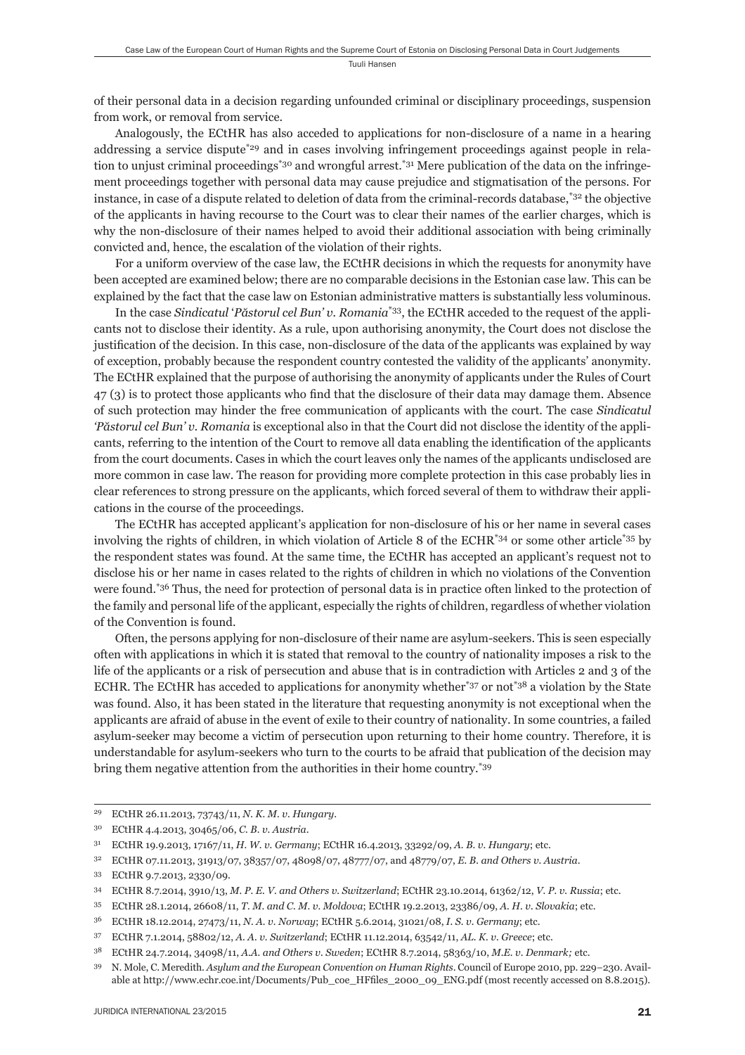of their personal data in a decision regarding unfounded criminal or disciplinary proceedings, suspension from work, or removal from service.

Analogously, the ECtHR has also acceded to applications for non-disclosure of a name in a hearing addressing a service dispute[*29] and in cases involving infringement proceedings against people in relation to unjust criminal proceedings[*30] and wrongful arrest.[*31] Mere publication of the data on the infringement proceedings together with personal data may cause prejudice and stigmatisation of the persons. For instance, in case of a dispute related to deletion of data from the criminal-records database,[*32] the objective of the applicants in having recourse to the Court was to clear their names of the earlier charges, which is why the non-disclosure of their names helped to avoid their additional association with being criminally convicted and, hence, the escalation of the violation of their rights.

For a uniform overview of the case law, the ECtHR decisions in which the requests for anonymity have been accepted are examined below; there are no comparable decisions in the Estonian case law. This can be explained by the fact that the case law on Estonian administrative matters is substantially less voluminous.

In the case *Sindicatul 'Păstorul cel Bun' v. Romania*[*33], the ECtHR acceded to the request of the applicants not to disclose their identity. As a rule, upon authorising anonymity, the Court does not disclose the justification of the decision. In this case, non-disclosure of the data of the applicants was explained by way of exception, probably because the respondent country contested the validity of the applicants' anonymity. The ECtHR explained that the purpose of authorising the anonymity of applicants under the Rules of Court 47 (3) is to protect those applicants who find that the disclosure of their data may damage them. Absence of such protection may hinder the free communication of applicants with the court. The case *Sindicatul 'Păstorul cel Bun' v. Romania* is exceptional also in that the Court did not disclose the identity of the applicants, referring to the intention of the Court to remove all data enabling the identification of the applicants from the court documents. Cases in which the court leaves only the names of the applicants undisclosed are more common in case law. The reason for providing more complete protection in this case probably lies in clear references to strong pressure on the applicants, which forced several of them to withdraw their applications in the course of the proceedings.

The ECtHR has accepted applicant's application for non-disclosure of his or her name in several cases involving the rights of children, in which violation of Article 8 of the ECHR[*34] or some other article[*35] by the respondent states was found. At the same time, the ECtHR has accepted an applicant's request not to disclose his or her name in cases related to the rights of children in which no violations of the Convention were found.[*36] Thus, the need for protection of personal data is in practice often linked to the protection of the family and personal life of the applicant, especially the rights of children, regardless of whether violation of the Convention is found.

Often, the persons applying for non-disclosure of their name are asylum-seekers. This is seen especially often with applications in which it is stated that removal to the country of nationality imposes a risk to the life of the applicants or a risk of persecution and abuse that is in contradiction with Articles 2 and 3 of the ECHR. The ECtHR has acceded to applications for anonymity whether[*37] or not[*38] a violation by the State was found. Also, it has been stated in the literature that requesting anonymity is not exceptional when the applicants are afraid of abuse in the event of exile to their country of nationality. In some countries, a failed asylum-seeker may become a victim of persecution upon returning to their home country. Therefore, it is understandable for asylum-seekers who turn to the courts to be afraid that publication of the decision may bring them negative attention from the authorities in their home country.[*39]

---

29 ECtHR 26.11.2013, 73743/11, *N. K. M. v. Hungary*.

30 ECtHR 4.4.2013, 30465/06, *C. B. v. Austria*.

31 ECtHR 19.9.2013, 17167/11, *H. W. v. Germany*; ECtHR 16.4.2013, 33292/09, *A. B. v. Hungary*; etc.

32 ECtHR 07.11.2013, 31913/07, 38357/07, 48098/07, 48777/07, and 48779/07, *E. B. and Others v. Austria*.

33 ECtHR 9.7.2013, 2330/09.

34 ECtHR 8.7.2014, 3910/13, *M. P. E. V. and Others v. Switzerland*; ECtHR 23.10.2014, 61362/12, *V. P. v. Russia*; etc.

35 ECtHR 28.1.2014, 26608/11, *T. M. and C. M. v. Moldova*; ECtHR 19.2.2013, 23386/09, *A. H. v. Slovakia*; etc.

36 ECtHR 18.12.2014, 27473/11, *N. A. v. Norway*; ECtHR 5.6.2014, 31021/08, *I. S. v. Germany*; etc.

37 ECtHR 7.1.2014, 58802/12, *A. A. v. Switzerland*; ECtHR 11.12.2014, 63542/11, *AL. K. v. Greece*; etc.

38 ECtHR 24.7.2014, 34098/11, *A.A. and Others v. Sweden*; ECtHR 8.7.2014, 58363/10, *M.E. v. Denmark;* etc.

39 N. Mole, C. Meredith. *Asylum and the European Convention on Human Rights*. Council of Europe 2010, pp. 229–230. Available at http://www.echr.coe.int/Documents/Pub_coe_HFfiles_2000_09_ENG.pdf (most recently accessed on 8.8.2015).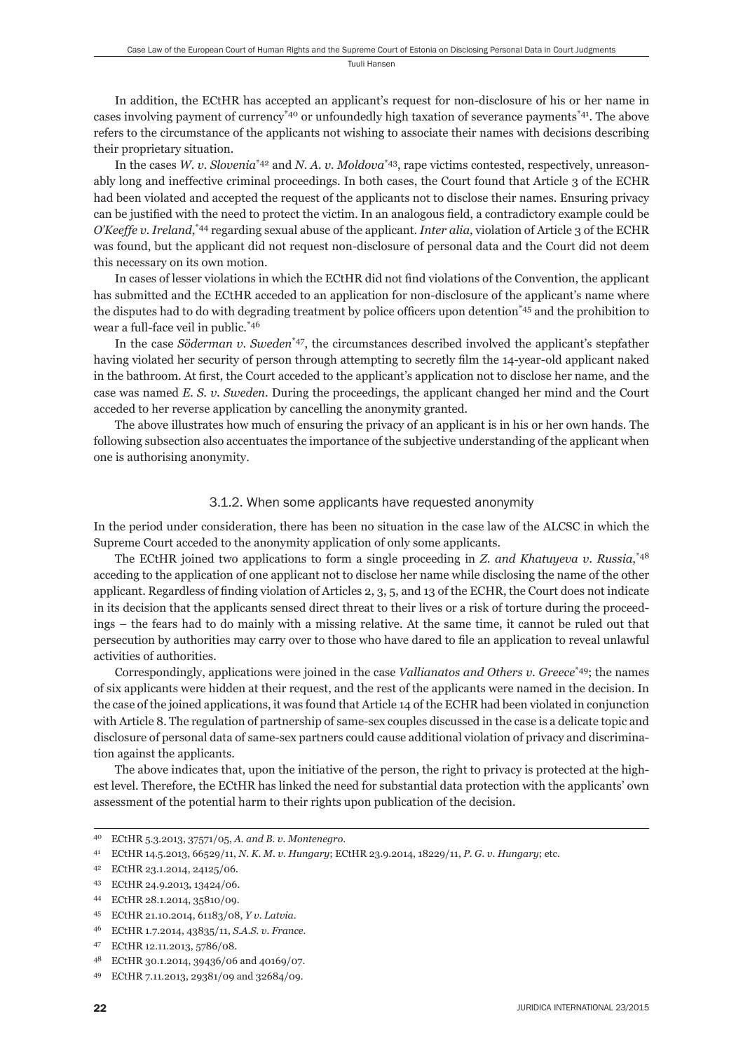In addition, the ECtHR has accepted an applicant's request for non-disclosure of his or her name in cases involving payment of currency[*40] or unfoundedly high taxation of severance payments[*41]. The above refers to the circumstance of the applicants not wishing to associate their names with decisions describing their proprietary situation.

In the cases *W. v. Slovenia*[*42] and *N. A. v. Moldova*[*43], rape victims contested, respectively, unreasonably long and ineffective criminal proceedings. In both cases, the Court found that Article 3 of the ECHR had been violated and accepted the request of the applicants not to disclose their names. Ensuring privacy can be justified with the need to protect the victim. In an analogous field, a contradictory example could be *O'Keeffe v. Ireland*,[*44] regarding sexual abuse of the applicant. *Inter alia*, violation of Article 3 of the ECHR was found, but the applicant did not request non-disclosure of personal data and the Court did not deem this necessary on its own motion.

In cases of lesser violations in which the ECtHR did not find violations of the Convention, the applicant has submitted and the ECtHR acceded to an application for non-disclosure of the applicant's name where the disputes had to do with degrading treatment by police officers upon detention[*45] and the prohibition to wear a full-face veil in public.[*46]

In the case *Söderman v. Sweden*[*47], the circumstances described involved the applicant's stepfather having violated her security of person through attempting to secretly film the 14-year-old applicant naked in the bathroom. At first, the Court acceded to the applicant's application not to disclose her name, and the case was named *E. S. v. Sweden*. During the proceedings, the applicant changed her mind and the Court acceded to her reverse application by cancelling the anonymity granted.

The above illustrates how much of ensuring the privacy of an applicant is in his or her own hands. The following subsection also accentuates the importance of the subjective understanding of the applicant when one is authorising anonymity.

### 3.1.2. When some applicants have requested anonymity

In the period under consideration, there has been no situation in the case law of the ALCSC in which the Supreme Court acceded to the anonymity application of only some applicants.

The ECtHR joined two applications to form a single proceeding in *Z. and Khatuyeva v. Russia*,[*48] acceding to the application of one applicant not to disclose her name while disclosing the name of the other applicant. Regardless of finding violation of Articles 2, 3, 5, and 13 of the ECHR, the Court does not indicate in its decision that the applicants sensed direct threat to their lives or a risk of torture during the proceedings – the fears had to do mainly with a missing relative. At the same time, it cannot be ruled out that persecution by authorities may carry over to those who have dared to file an application to reveal unlawful activities of authorities.

Correspondingly, applications were joined in the case *Vallianatos and Others v. Greece*[*49]; the names of six applicants were hidden at their request, and the rest of the applicants were named in the decision. In the case of the joined applications, it was found that Article 14 of the ECHR had been violated in conjunction with Article 8. The regulation of partnership of same-sex couples discussed in the case is a delicate topic and disclosure of personal data of same-sex partners could cause additional violation of privacy and discrimination against the applicants.

The above indicates that, upon the initiative of the person, the right to privacy is protected at the highest level. Therefore, the ECtHR has linked the need for substantial data protection with the applicants' own assessment of the potential harm to their rights upon publication of the decision.

---

40 ECtHR 5.3.2013, 37571/05, *A. and B. v. Montenegro*.

41 ECtHR 14.5.2013, 66529/11, *N. K. M. v. Hungary*; ECtHR 23.9.2014, 18229/11, *P. G. v. Hungary*; etc.

42 ECtHR 23.1.2014, 24125/06.

43 ECtHR 24.9.2013, 13424/06.

44 ECtHR 28.1.2014, 35810/09.

45 ECtHR 21.10.2014, 61183/08, *Y v. Latvia*.

46 ECtHR 1.7.2014, 43835/11, *S.A.S. v. France*.

47 ECtHR 12.11.2013, 5786/08.

48 ECtHR 30.1.2014, 39436/06 and 40169/07.

49 ECtHR 7.11.2013, 29381/09 and 32684/09.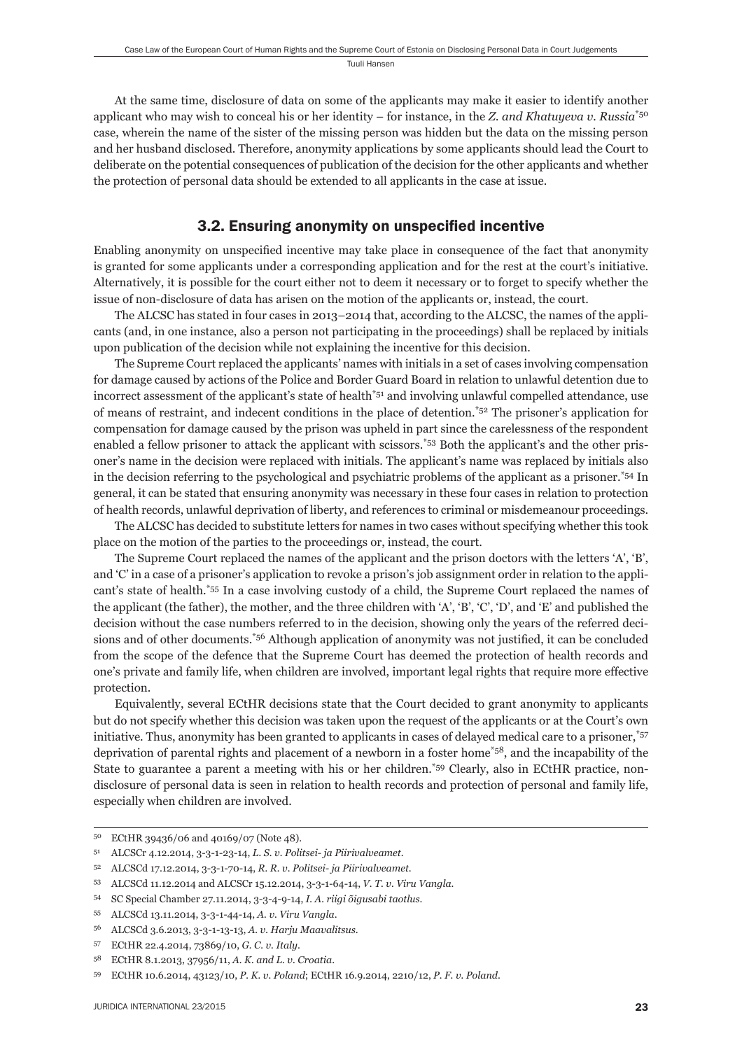At the same time, disclosure of data on some of the applicants may make it easier to identify another applicant who may wish to conceal his or her identity – for instance, in the *Z. and Khatuyeva v. Russia*[*50] case, wherein the name of the sister of the missing person was hidden but the data on the missing person and her husband disclosed. Therefore, anonymity applications by some applicants should lead the Court to deliberate on the potential consequences of publication of the decision for the other applicants and whether the protection of personal data should be extended to all applicants in the case at issue.

## 3.2. Ensuring anonymity on unspecified incentive

Enabling anonymity on unspecified incentive may take place in consequence of the fact that anonymity is granted for some applicants under a corresponding application and for the rest at the court's initiative. Alternatively, it is possible for the court either not to deem it necessary or to forget to specify whether the issue of non-disclosure of data has arisen on the motion of the applicants or, instead, the court.

The ALCSC has stated in four cases in 2013–2014 that, according to the ALCSC, the names of the applicants (and, in one instance, also a person not participating in the proceedings) shall be replaced by initials upon publication of the decision while not explaining the incentive for this decision.

The Supreme Court replaced the applicants' names with initials in a set of cases involving compensation for damage caused by actions of the Police and Border Guard Board in relation to unlawful detention due to incorrect assessment of the applicant's state of health[*51] and involving unlawful compelled attendance, use of means of restraint, and indecent conditions in the place of detention.[*52] The prisoner's application for compensation for damage caused by the prison was upheld in part since the carelessness of the respondent enabled a fellow prisoner to attack the applicant with scissors.[*53] Both the applicant's and the other prisoner's name in the decision were replaced with initials. The applicant's name was replaced by initials also in the decision referring to the psychological and psychiatric problems of the applicant as a prisoner.[*54] In general, it can be stated that ensuring anonymity was necessary in these four cases in relation to protection of health records, unlawful deprivation of liberty, and references to criminal or misdemeanour proceedings.

The ALCSC has decided to substitute letters for names in two cases without specifying whether this took place on the motion of the parties to the proceedings or, instead, the court.

The Supreme Court replaced the names of the applicant and the prison doctors with the letters 'A', 'B', and 'C' in a case of a prisoner's application to revoke a prison's job assignment order in relation to the applicant's state of health.[*55] In a case involving custody of a child, the Supreme Court replaced the names of the applicant (the father), the mother, and the three children with 'A', 'B', 'C', 'D', and 'E' and published the decision without the case numbers referred to in the decision, showing only the years of the referred decisions and of other documents.[*56] Although application of anonymity was not justified, it can be concluded from the scope of the defence that the Supreme Court has deemed the protection of health records and one's private and family life, when children are involved, important legal rights that require more effective protection.

Equivalently, several ECtHR decisions state that the Court decided to grant anonymity to applicants but do not specify whether this decision was taken upon the request of the applicants or at the Court's own initiative. Thus, anonymity has been granted to applicants in cases of delayed medical care to a prisoner,[*57] deprivation of parental rights and placement of a newborn in a foster home[*58], and the incapability of the State to guarantee a parent a meeting with his or her children.[*59] Clearly, also in ECtHR practice, non-disclosure of personal data is seen in relation to health records and protection of personal and family life, especially when children are involved.

---

50 ECtHR 39436/06 and 40169/07 (Note 48).

51 ALCSCr 4.12.2014, 3-3-1-23-14, *L. S. v. Politsei- ja Piirivalveamet*.

52 ALCSCd 17.12.2014, 3-3-1-70-14, *R. R. v. Politsei- ja Piirivalveamet*.

53 ALCSCd 11.12.2014 and ALCSCr 15.12.2014, 3-3-1-64-14, *V. T. v. Viru Vangla*.

54 SC Special Chamber 27.11.2014, 3-3-4-9-14, *I. A. riigi õigusabi taotlus*.

55 ALCSCd 13.11.2014, 3-3-1-44-14, *A. v. Viru Vangla*.

56 ALCSCd 3.6.2013, 3-3-1-13-13, *A. v. Harju Maavalitsus*.

57 ECtHR 22.4.2014, 73869/10, *G. C. v. Italy*.

58 ECtHR 8.1.2013, 37956/11, *A. K. and L. v. Croatia*.

59 ECtHR 10.6.2014, 43123/10, *P. K. v. Poland*; ECtHR 16.9.2014, 2210/12, *P. F. v. Poland*.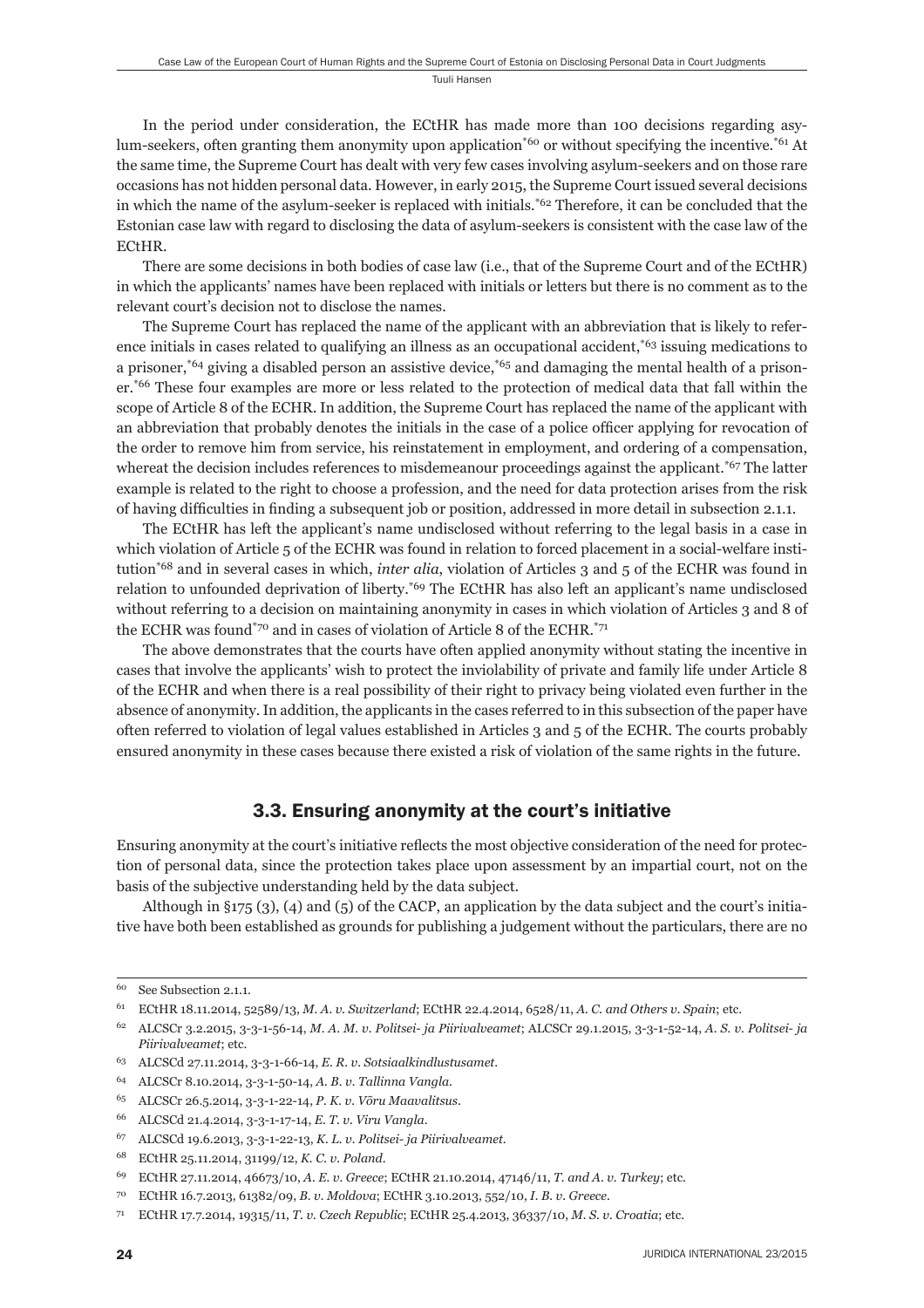In the period under consideration, the ECtHR has made more than 100 decisions regarding asylum-seekers, often granting them anonymity upon application[*60] or without specifying the incentive.[*61] At the same time, the Supreme Court has dealt with very few cases involving asylum-seekers and on those rare occasions has not hidden personal data. However, in early 2015, the Supreme Court issued several decisions in which the name of the asylum-seeker is replaced with initials.[*62] Therefore, it can be concluded that the Estonian case law with regard to disclosing the data of asylum-seekers is consistent with the case law of the ECtHR.

There are some decisions in both bodies of case law (i.e., that of the Supreme Court and of the ECtHR) in which the applicants' names have been replaced with initials or letters but there is no comment as to the relevant court's decision not to disclose the names.

The Supreme Court has replaced the name of the applicant with an abbreviation that is likely to reference initials in cases related to qualifying an illness as an occupational accident,[*63] issuing medications to a prisoner,[*64] giving a disabled person an assistive device,[*65] and damaging the mental health of a prisoner.[*66] These four examples are more or less related to the protection of medical data that fall within the scope of Article 8 of the ECHR. In addition, the Supreme Court has replaced the name of the applicant with an abbreviation that probably denotes the initials in the case of a police officer applying for revocation of the order to remove him from service, his reinstatement in employment, and ordering of a compensation, whereat the decision includes references to misdemeanour proceedings against the applicant.[*67] The latter example is related to the right to choose a profession, and the need for data protection arises from the risk of having difficulties in finding a subsequent job or position, addressed in more detail in subsection 2.1.1.

The ECtHR has left the applicant's name undisclosed without referring to the legal basis in a case in which violation of Article 5 of the ECHR was found in relation to forced placement in a social-welfare institution[*68] and in several cases in which, *inter alia*, violation of Articles 3 and 5 of the ECHR was found in relation to unfounded deprivation of liberty.[*69] The ECtHR has also left an applicant's name undisclosed without referring to a decision on maintaining anonymity in cases in which violation of Articles 3 and 8 of the ECHR was found[*70] and in cases of violation of Article 8 of the ECHR.[*71]

The above demonstrates that the courts have often applied anonymity without stating the incentive in cases that involve the applicants' wish to protect the inviolability of private and family life under Article 8 of the ECHR and when there is a real possibility of their right to privacy being violated even further in the absence of anonymity. In addition, the applicants in the cases referred to in this subsection of the paper have often referred to violation of legal values established in Articles 3 and 5 of the ECHR. The courts probably ensured anonymity in these cases because there existed a risk of violation of the same rights in the future.

## 3.3. Ensuring anonymity at the court's initiative

Ensuring anonymity at the court's initiative reflects the most objective consideration of the need for protection of personal data, since the protection takes place upon assessment by an impartial court, not on the basis of the subjective understanding held by the data subject.

Although in §175 (3), (4) and (5) of the CACP, an application by the data subject and the court's initiative have both been established as grounds for publishing a judgement without the particulars, there are no

---

[60] See Subsection 2.1.1.

[61] ECtHR 18.11.2014, 52589/13, *M. A. v. Switzerland*; ECtHR 22.4.2014, 6528/11, *A. C. and Others v. Spain*; etc.

[62] ALCSCr 3.2.2015, 3-3-1-56-14, *M. A. M. v. Politsei- ja Piirivalveamet*; ALCSCr 29.1.2015, 3-3-1-52-14, *A. S. v. Politsei- ja Piirivalveamet*; etc.

[63] ALCSCd 27.11.2014, 3-3-1-66-14, *E. R. v. Sotsiaalkindlustusamet*.

[64] ALCSCr 8.10.2014, 3-3-1-50-14, *A. B. v. Tallinna Vangla*.

[65] ALCSCr 26.5.2014, 3-3-1-22-14, *P. K. v. Võru Maavalitsus*.

[66] ALCSCd 21.4.2014, 3-3-1-17-14, *E. T. v. Viru Vangla*.

[67] ALCSCd 19.6.2013, 3-3-1-22-13, *K. L. v. Politsei- ja Piirivalveamet*.

[68] ECtHR 25.11.2014, 31199/12, *K. C. v. Poland*.

[69] ECtHR 27.11.2014, 46673/10, *A. E. v. Greece*; ECtHR 21.10.2014, 47146/11, *T. and A. v. Turkey*; etc.

[70] ECtHR 16.7.2013, 61382/09, *B. v. Moldova*; ECtHR 3.10.2013, 552/10, *I. B. v. Greece*.

[71] ECtHR 17.7.2014, 19315/11, *T. v. Czech Republic*; ECtHR 25.4.2013, 36337/10, *M. S. v. Croatia*; etc.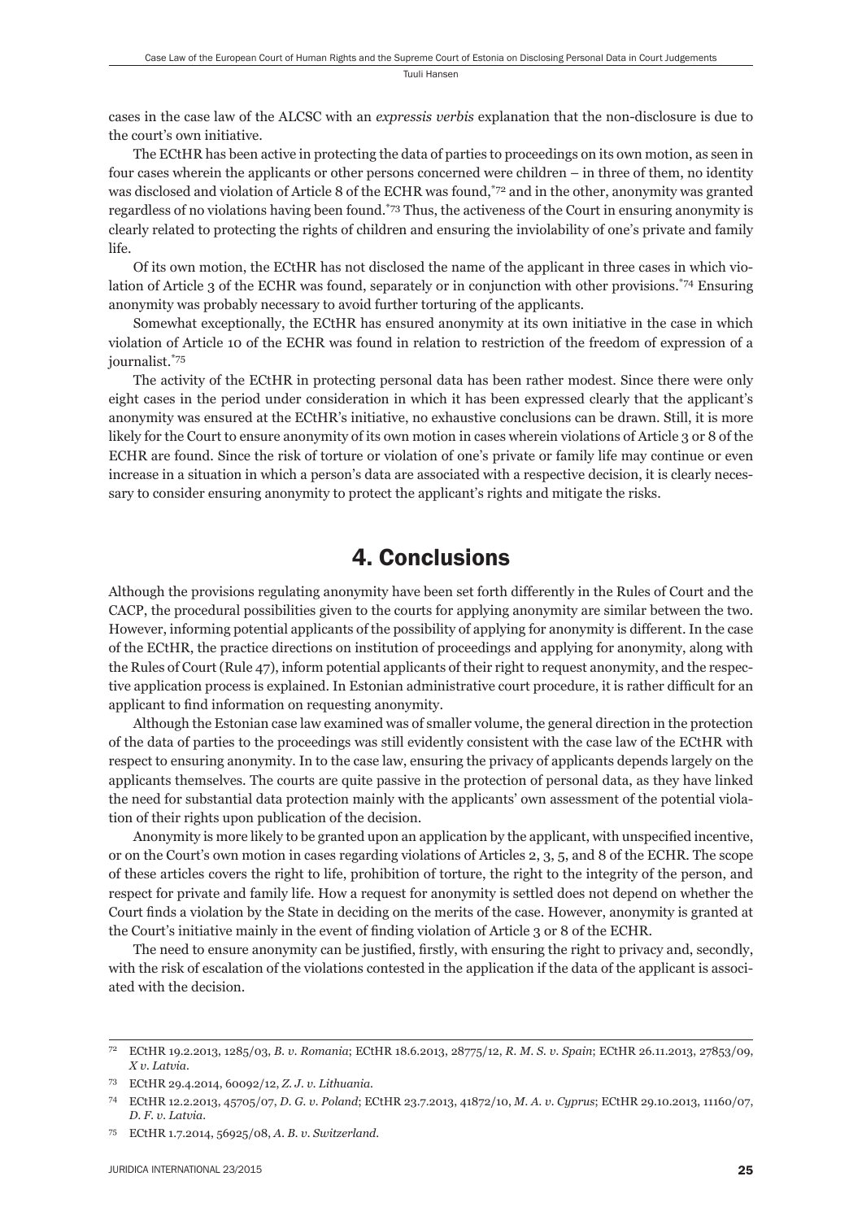cases in the case law of the ALCSC with an *expressis verbis* explanation that the non-disclosure is due to the court's own initiative.

The ECtHR has been active in protecting the data of parties to proceedings on its own motion, as seen in four cases wherein the applicants or other persons concerned were children – in three of them, no identity was disclosed and violation of Article 8 of the ECHR was found,[*72] and in the other, anonymity was granted regardless of no violations having been found.[*73] Thus, the activeness of the Court in ensuring anonymity is clearly related to protecting the rights of children and ensuring the inviolability of one's private and family life.

Of its own motion, the ECtHR has not disclosed the name of the applicant in three cases in which violation of Article 3 of the ECHR was found, separately or in conjunction with other provisions.[*74] Ensuring anonymity was probably necessary to avoid further torturing of the applicants.

Somewhat exceptionally, the ECtHR has ensured anonymity at its own initiative in the case in which violation of Article 10 of the ECHR was found in relation to restriction of the freedom of expression of a journalist.[*75]

The activity of the ECtHR in protecting personal data has been rather modest. Since there were only eight cases in the period under consideration in which it has been expressed clearly that the applicant's anonymity was ensured at the ECtHR's initiative, no exhaustive conclusions can be drawn. Still, it is more likely for the Court to ensure anonymity of its own motion in cases wherein violations of Article 3 or 8 of the ECHR are found. Since the risk of torture or violation of one's private or family life may continue or even increase in a situation in which a person's data are associated with a respective decision, it is clearly necessary to consider ensuring anonymity to protect the applicant's rights and mitigate the risks.

## 4. Conclusions

Although the provisions regulating anonymity have been set forth differently in the Rules of Court and the CACP, the procedural possibilities given to the courts for applying anonymity are similar between the two. However, informing potential applicants of the possibility of applying for anonymity is different. In the case of the ECtHR, the practice directions on institution of proceedings and applying for anonymity, along with the Rules of Court (Rule 47), inform potential applicants of their right to request anonymity, and the respective application process is explained. In Estonian administrative court procedure, it is rather difficult for an applicant to find information on requesting anonymity.

Although the Estonian case law examined was of smaller volume, the general direction in the protection of the data of parties to the proceedings was still evidently consistent with the case law of the ECtHR with respect to ensuring anonymity. In to the case law, ensuring the privacy of applicants depends largely on the applicants themselves. The courts are quite passive in the protection of personal data, as they have linked the need for substantial data protection mainly with the applicants' own assessment of the potential violation of their rights upon publication of the decision.

Anonymity is more likely to be granted upon an application by the applicant, with unspecified incentive, or on the Court's own motion in cases regarding violations of Articles 2, 3, 5, and 8 of the ECHR. The scope of these articles covers the right to life, prohibition of torture, the right to the integrity of the person, and respect for private and family life. How a request for anonymity is settled does not depend on whether the Court finds a violation by the State in deciding on the merits of the case. However, anonymity is granted at the Court's initiative mainly in the event of finding violation of Article 3 or 8 of the ECHR.

The need to ensure anonymity can be justified, firstly, with ensuring the right to privacy and, secondly, with the risk of escalation of the violations contested in the application if the data of the applicant is associated with the decision.

---

[72] ECtHR 19.2.2013, 1285/03, *B. v. Romania*; ECtHR 18.6.2013, 28775/12, *R. M. S. v. Spain*; ECtHR 26.11.2013, 27853/09, *X v. Latvia*.

[73] ECtHR 29.4.2014, 60092/12, *Z. J. v. Lithuania*.

[74] ECtHR 12.2.2013, 45705/07, *D. G. v. Poland*; ECtHR 23.7.2013, 41872/10, *M. A. v. Cyprus*; ECtHR 29.10.2013, 11160/07, *D. F. v. Latvia*.

[75] ECtHR 1.7.2014, 56925/08, *A. B. v. Switzerland*.